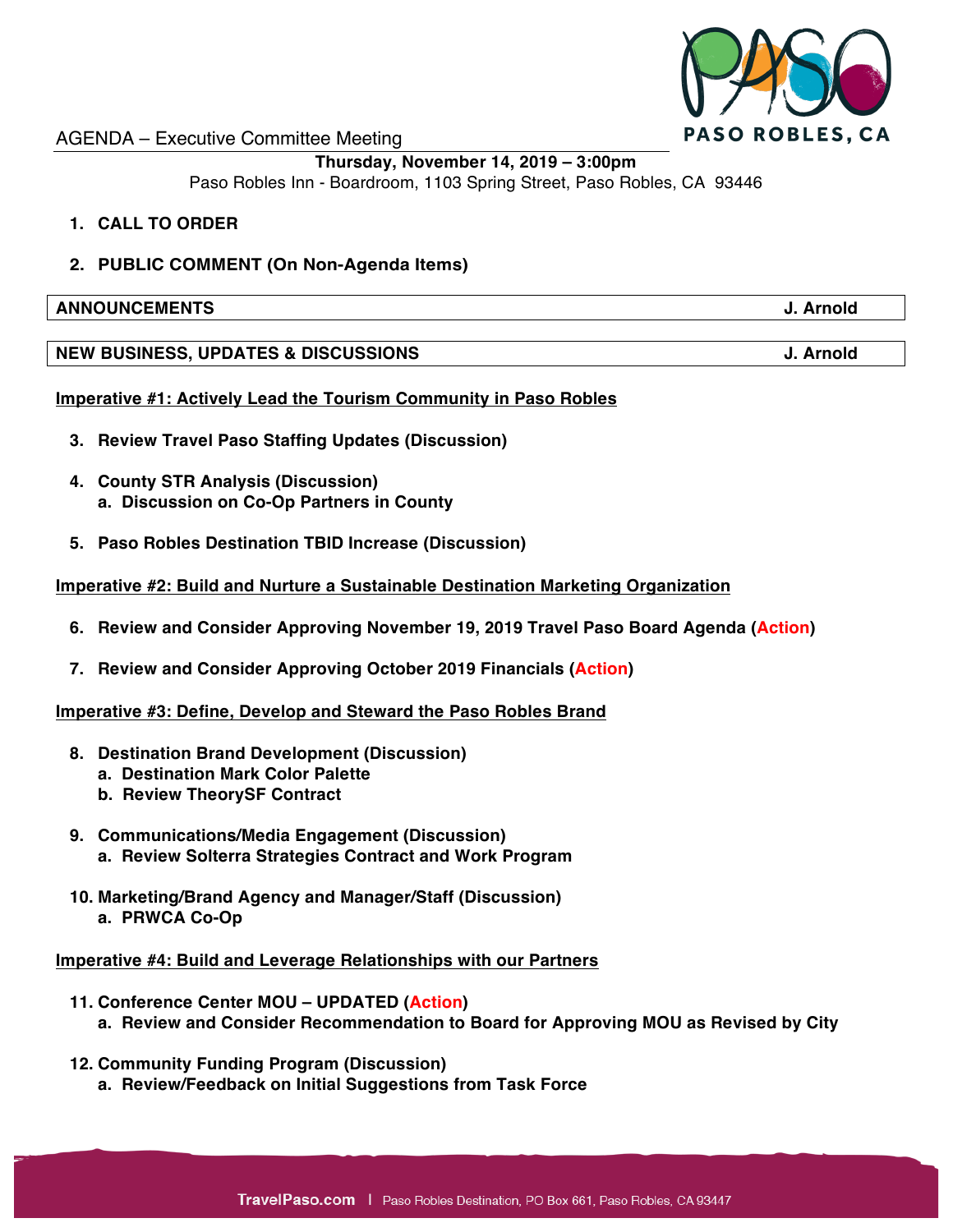PASO

PASO ROBLES, CA

# AGENDA – Executive Committee Meeting

**Thursday, November 14, 2019 – 3:00pm**

Paso Robles Inn - Boardroom, 1103 Spring Street, Paso Robles, CA 93446

1. **CALL TO ORDER**

2. **PUBLIC COMMENT (On Non-Agenda Items)**

| **ANNOUNCEMENTS** | **J. Arnold** |
|---|---|

| **NEW BUSINESS, UPDATES & DISCUSSIONS** | **J. Arnold** |
|---|---|

**Imperative #1: Actively Lead the Tourism Community in Paso Robles**

3. **Review Travel Paso Staffing Updates (Discussion)**

4. **County STR Analysis (Discussion)**
   a. **Discussion on Co-Op Partners in County**

5. **Paso Robles Destination TBID Increase (Discussion)**

**Imperative #2: Build and Nurture a Sustainable Destination Marketing Organization**

6. **Review and Consider Approving November 19, 2019 Travel Paso Board Agenda (Action)**

7. **Review and Consider Approving October 2019 Financials (Action)**

**Imperative #3: Define, Develop and Steward the Paso Robles Brand**

8. **Destination Brand Development (Discussion)**
   a. **Destination Mark Color Palette**
   b. **Review TheorySF Contract**

9. **Communications/Media Engagement (Discussion)**
   a. **Review Solterra Strategies Contract and Work Program**

10. **Marketing/Brand Agency and Manager/Staff (Discussion)**
    a. **PRWCA Co-Op**

**Imperative #4: Build and Leverage Relationships with our Partners**

11. **Conference Center MOU – UPDATED (Action)**
    a. **Review and Consider Recommendation to Board for Approving MOU as Revised by City**

12. **Community Funding Program (Discussion)**
    a. **Review/Feedback on Initial Suggestions from Task Force**

TravelPaso.com | Paso Robles Destination, PO Box 661, Paso Robles, CA 93447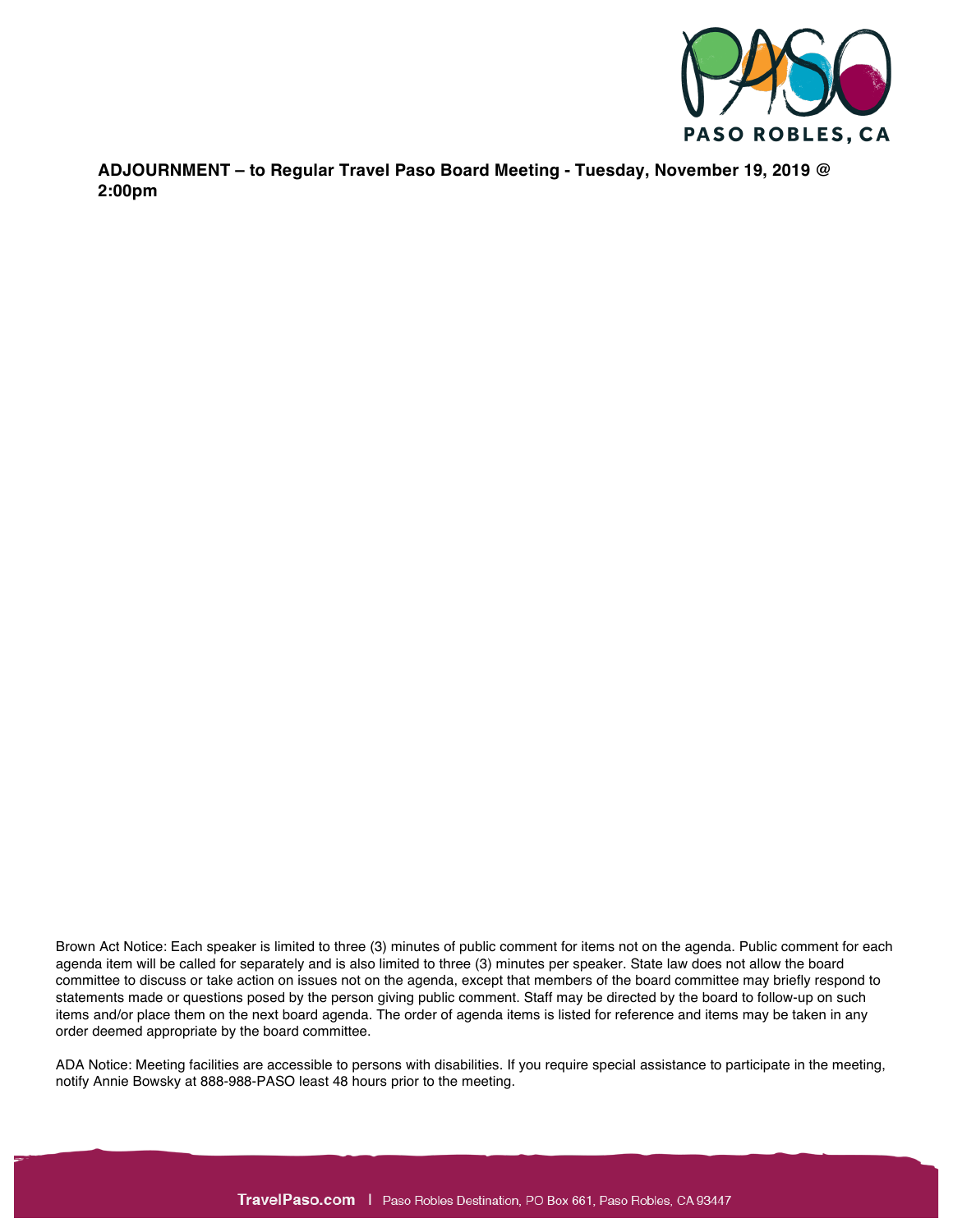**ADJOURNMENT – to Regular Travel Paso Board Meeting - Tuesday, November 19, 2019 @ 2:00pm**

Brown Act Notice: Each speaker is limited to three (3) minutes of public comment for items not on the agenda. Public comment for each agenda item will be called for separately and is also limited to three (3) minutes per speaker. State law does not allow the board committee to discuss or take action on issues not on the agenda, except that members of the board committee may briefly respond to statements made or questions posed by the person giving public comment. Staff may be directed by the board to follow-up on such items and/or place them on the next board agenda. The order of agenda items is listed for reference and items may be taken in any order deemed appropriate by the board committee.

ADA Notice: Meeting facilities are accessible to persons with disabilities. If you require special assistance to participate in the meeting, notify Annie Bowsky at 888-988-PASO least 48 hours prior to the meeting.